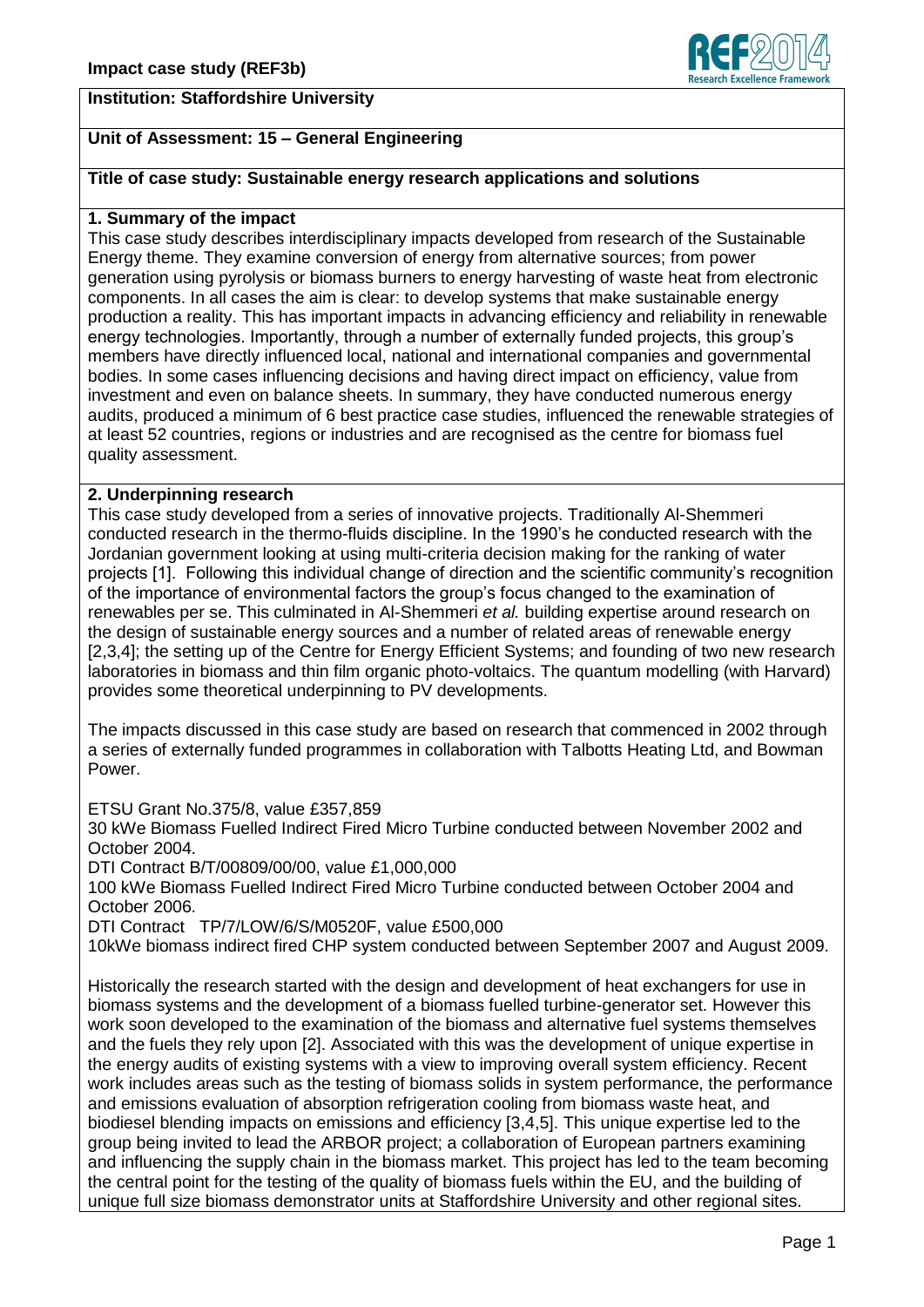**Impact case study (REF3b)**

**Institution: Staffordshire University**

**Unit of Assessment: 15 – General Engineering**

**Title of case study: Sustainable energy research applications and solutions**

## 1. Summary of the impact

This case study describes interdisciplinary impacts developed from research of the Sustainable Energy theme. They examine conversion of energy from alternative sources; from power generation using pyrolysis or biomass burners to energy harvesting of waste heat from electronic components. In all cases the aim is clear: to develop systems that make sustainable energy production a reality. This has important impacts in advancing efficiency and reliability in renewable energy technologies. Importantly, through a number of externally funded projects, this group's members have directly influenced local, national and international companies and governmental bodies. In some cases influencing decisions and having direct impact on efficiency, value from investment and even on balance sheets. In summary, they have conducted numerous energy audits, produced a minimum of 6 best practice case studies, influenced the renewable strategies of at least 52 countries, regions or industries and are recognised as the centre for biomass fuel quality assessment.

## 2. Underpinning research

This case study developed from a series of innovative projects. Traditionally Al-Shemmeri conducted research in the thermo-fluids discipline. In the 1990's he conducted research with the Jordanian government looking at using multi-criteria decision making for the ranking of water projects [1]. Following this individual change of direction and the scientific community's recognition of the importance of environmental factors the group's focus changed to the examination of renewables per se. This culminated in Al-Shemmeri *et al.* building expertise around research on the design of sustainable energy sources and a number of related areas of renewable energy [2,3,4]; the setting up of the Centre for Energy Efficient Systems; and founding of two new research laboratories in biomass and thin film organic photo-voltaics. The quantum modelling (with Harvard) provides some theoretical underpinning to PV developments.

The impacts discussed in this case study are based on research that commenced in 2002 through a series of externally funded programmes in collaboration with Talbotts Heating Ltd, and Bowman Power.

ETSU Grant No.375/8, value £357,859
30 kWe Biomass Fuelled Indirect Fired Micro Turbine conducted between November 2002 and October 2004.
DTI Contract B/T/00809/00/00, value £1,000,000
100 kWe Biomass Fuelled Indirect Fired Micro Turbine conducted between October 2004 and October 2006.
DTI Contract TP/7/LOW/6/S/M0520F, value £500,000
10kWe biomass indirect fired CHP system conducted between September 2007 and August 2009.

Historically the research started with the design and development of heat exchangers for use in biomass systems and the development of a biomass fuelled turbine-generator set. However this work soon developed to the examination of the biomass and alternative fuel systems themselves and the fuels they rely upon [2]. Associated with this was the development of unique expertise in the energy audits of existing systems with a view to improving overall system efficiency. Recent work includes areas such as the testing of biomass solids in system performance, the performance and emissions evaluation of absorption refrigeration cooling from biomass waste heat, and biodiesel blending impacts on emissions and efficiency [3,4,5]. This unique expertise led to the group being invited to lead the ARBOR project; a collaboration of European partners examining and influencing the supply chain in the biomass market. This project has led to the team becoming the central point for the testing of the quality of biomass fuels within the EU, and the building of unique full size biomass demonstrator units at Staffordshire University and other regional sites.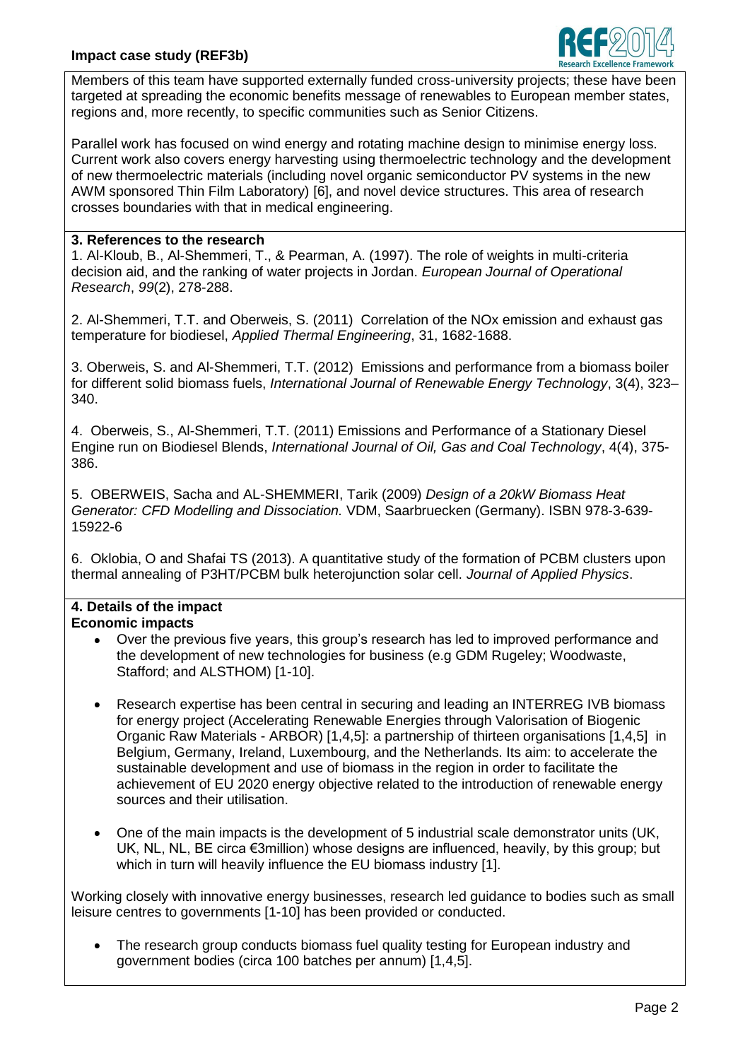Members of this team have supported externally funded cross-university projects; these have been targeted at spreading the economic benefits message of renewables to European member states, regions and, more recently, to specific communities such as Senior Citizens.

Parallel work has focused on wind energy and rotating machine design to minimise energy loss. Current work also covers energy harvesting using thermoelectric technology and the development of new thermoelectric materials (including novel organic semiconductor PV systems in the new AWM sponsored Thin Film Laboratory) [6], and novel device structures. This area of research crosses boundaries with that in medical engineering.

## 3. References to the research

1. Al-Kloub, B., Al-Shemmeri, T., & Pearman, A. (1997). The role of weights in multi-criteria decision aid, and the ranking of water projects in Jordan. *European Journal of Operational Research*, *99*(2), 278-288.

2. Al-Shemmeri, T.T. and Oberweis, S. (2011) Correlation of the NOx emission and exhaust gas temperature for biodiesel, *Applied Thermal Engineering*, 31, 1682-1688.

3. Oberweis, S. and Al-Shemmeri, T.T. (2012) Emissions and performance from a biomass boiler for different solid biomass fuels, *International Journal of Renewable Energy Technology*, 3(4), 323–340.

4. Oberweis, S., Al-Shemmeri, T.T. (2011) Emissions and Performance of a Stationary Diesel Engine run on Biodiesel Blends, *International Journal of Oil, Gas and Coal Technology*, 4(4), 375-386.

5. OBERWEIS, Sacha and AL-SHEMMERI, Tarik (2009) *Design of a 20kW Biomass Heat Generator: CFD Modelling and Dissociation.* VDM, Saarbruecken (Germany). ISBN 978-3-639-15922-6

6. Oklobia, O and Shafai TS (2013). A quantitative study of the formation of PCBM clusters upon thermal annealing of P3HT/PCBM bulk heterojunction solar cell. *Journal of Applied Physics*.

## 4. Details of the impact

**Economic impacts**

- Over the previous five years, this group's research has led to improved performance and the development of new technologies for business (e.g GDM Rugeley; Woodwaste, Stafford; and ALSTHOM) [1-10].

- Research expertise has been central in securing and leading an INTERREG IVB biomass for energy project (Accelerating Renewable Energies through Valorisation of Biogenic Organic Raw Materials - ARBOR) [1,4,5]: a partnership of thirteen organisations [1,4,5] in Belgium, Germany, Ireland, Luxembourg, and the Netherlands. Its aim: to accelerate the sustainable development and use of biomass in the region in order to facilitate the achievement of EU 2020 energy objective related to the introduction of renewable energy sources and their utilisation.

- One of the main impacts is the development of 5 industrial scale demonstrator units (UK, UK, NL, NL, BE circa €3million) whose designs are influenced, heavily, by this group; but which in turn will heavily influence the EU biomass industry [1].

Working closely with innovative energy businesses, research led guidance to bodies such as small leisure centres to governments [1-10] has been provided or conducted.

- The research group conducts biomass fuel quality testing for European industry and government bodies (circa 100 batches per annum) [1,4,5].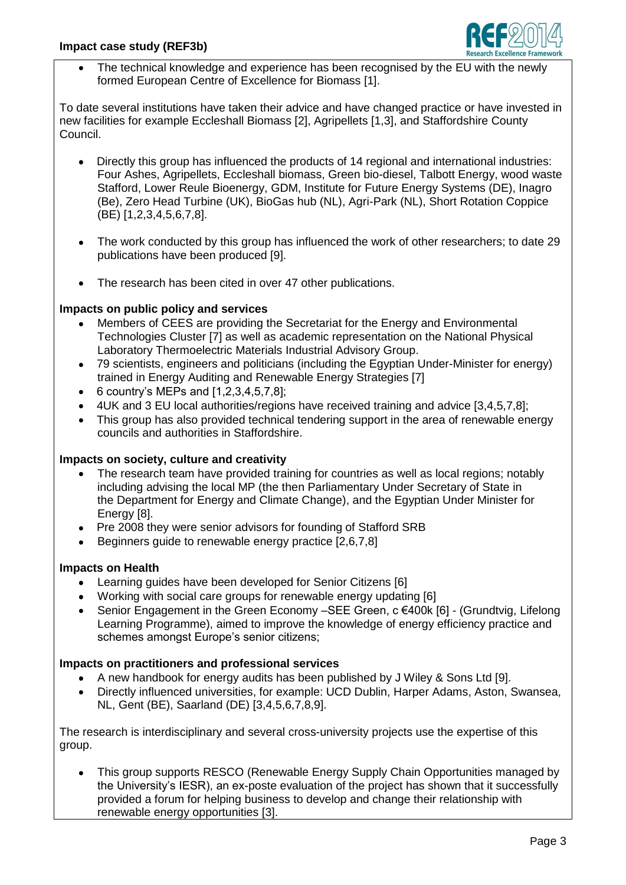- The technical knowledge and experience has been recognised by the EU with the newly formed European Centre of Excellence for Biomass [1].

To date several institutions have taken their advice and have changed practice or have invested in new facilities for example Eccleshall Biomass [2], Agripellets [1,3], and Staffordshire County Council.

- Directly this group has influenced the products of 14 regional and international industries: Four Ashes, Agripellets, Eccleshall biomass, Green bio-diesel, Talbott Energy, wood waste Stafford, Lower Reule Bioenergy, GDM, Institute for Future Energy Systems (DE), Inagro (Be), Zero Head Turbine (UK), BioGas hub (NL), Agri-Park (NL), Short Rotation Coppice (BE) [1,2,3,4,5,6,7,8].

- The work conducted by this group has influenced the work of other researchers; to date 29 publications have been produced [9].

- The research has been cited in over 47 other publications.

**Impacts on public policy and services**

- Members of CEES are providing the Secretariat for the Energy and Environmental Technologies Cluster [7] as well as academic representation on the National Physical Laboratory Thermoelectric Materials Industrial Advisory Group.
- 79 scientists, engineers and politicians (including the Egyptian Under-Minister for energy) trained in Energy Auditing and Renewable Energy Strategies [7]
- 6 country's MEPs and [1,2,3,4,5,7,8];
- 4UK and 3 EU local authorities/regions have received training and advice [3,4,5,7,8];
- This group has also provided technical tendering support in the area of renewable energy councils and authorities in Staffordshire.

**Impacts on society, culture and creativity**

- The research team have provided training for countries as well as local regions; notably including advising the local MP (the then Parliamentary Under Secretary of State in the Department for Energy and Climate Change), and the Egyptian Under Minister for Energy [8].
- Pre 2008 they were senior advisors for founding of Stafford SRB
- Beginners guide to renewable energy practice [2,6,7,8]

**Impacts on Health**

- Learning guides have been developed for Senior Citizens [6]
- Working with social care groups for renewable energy updating [6]
- Senior Engagement in the Green Economy –SEE Green, c €400k [6] - (Grundtvig, Lifelong Learning Programme), aimed to improve the knowledge of energy efficiency practice and schemes amongst Europe's senior citizens;

**Impacts on practitioners and professional services**

- A new handbook for energy audits has been published by J Wiley & Sons Ltd [9].
- Directly influenced universities, for example: UCD Dublin, Harper Adams, Aston, Swansea, NL, Gent (BE), Saarland (DE) [3,4,5,6,7,8,9].

The research is interdisciplinary and several cross-university projects use the expertise of this group.

- This group supports RESCO (Renewable Energy Supply Chain Opportunities managed by the University's IESR), an ex-poste evaluation of the project has shown that it successfully provided a forum for helping business to develop and change their relationship with renewable energy opportunities [3].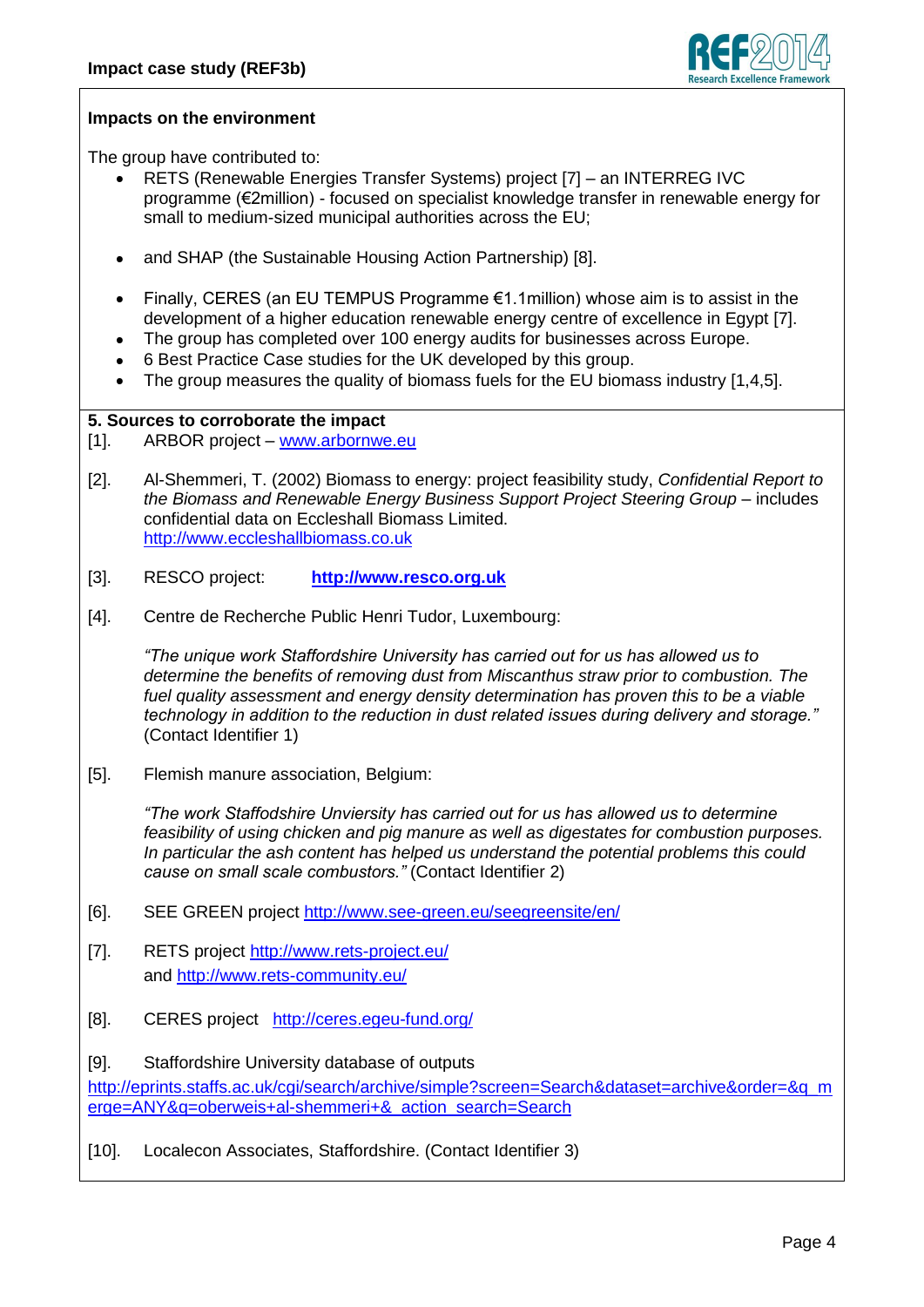**Impacts on the environment**

The group have contributed to:

- RETS (Renewable Energies Transfer Systems) project [7] – an INTERREG IVC programme (€2million) - focused on specialist knowledge transfer in renewable energy for small to medium-sized municipal authorities across the EU;
- and SHAP (the Sustainable Housing Action Partnership) [8].
- Finally, CERES (an EU TEMPUS Programme €1.1million) whose aim is to assist in the development of a higher education renewable energy centre of excellence in Egypt [7].
- The group has completed over 100 energy audits for businesses across Europe.
- 6 Best Practice Case studies for the UK developed by this group.
- The group measures the quality of biomass fuels for the EU biomass industry [1,4,5].

**5. Sources to corroborate the impact**

[1]. ARBOR project – www.arbornwe.eu

[2]. Al-Shemmeri, T. (2002) Biomass to energy: project feasibility study, *Confidential Report to the Biomass and Renewable Energy Business Support Project Steering Group* – includes confidential data on Eccleshall Biomass Limited. http://www.eccleshallbiomass.co.uk

[3]. RESCO project: **http://www.resco.org.uk**

[4]. Centre de Recherche Public Henri Tudor, Luxembourg:

*"The unique work Staffordshire University has carried out for us has allowed us to determine the benefits of removing dust from Miscanthus straw prior to combustion. The fuel quality assessment and energy density determination has proven this to be a viable technology in addition to the reduction in dust related issues during delivery and storage."* (Contact Identifier 1)

[5]. Flemish manure association, Belgium:

*"The work Staffodshire Unviersity has carried out for us has allowed us to determine feasibility of using chicken and pig manure as well as digestates for combustion purposes. In particular the ash content has helped us understand the potential problems this could cause on small scale combustors."* (Contact Identifier 2)

[6]. SEE GREEN project http://www.see-green.eu/seegreensite/en/

[7]. RETS project http://www.rets-project.eu/
and http://www.rets-community.eu/

[8]. CERES project http://ceres.egeu-fund.org/

[9]. Staffordshire University database of outputs
http://eprints.staffs.ac.uk/cgi/search/archive/simple?screen=Search&dataset=archive&order=&q_merge=ANY&q=oberweis+al-shemmeri+&_action_search=Search

[10]. Localecon Associates, Staffordshire. (Contact Identifier 3)